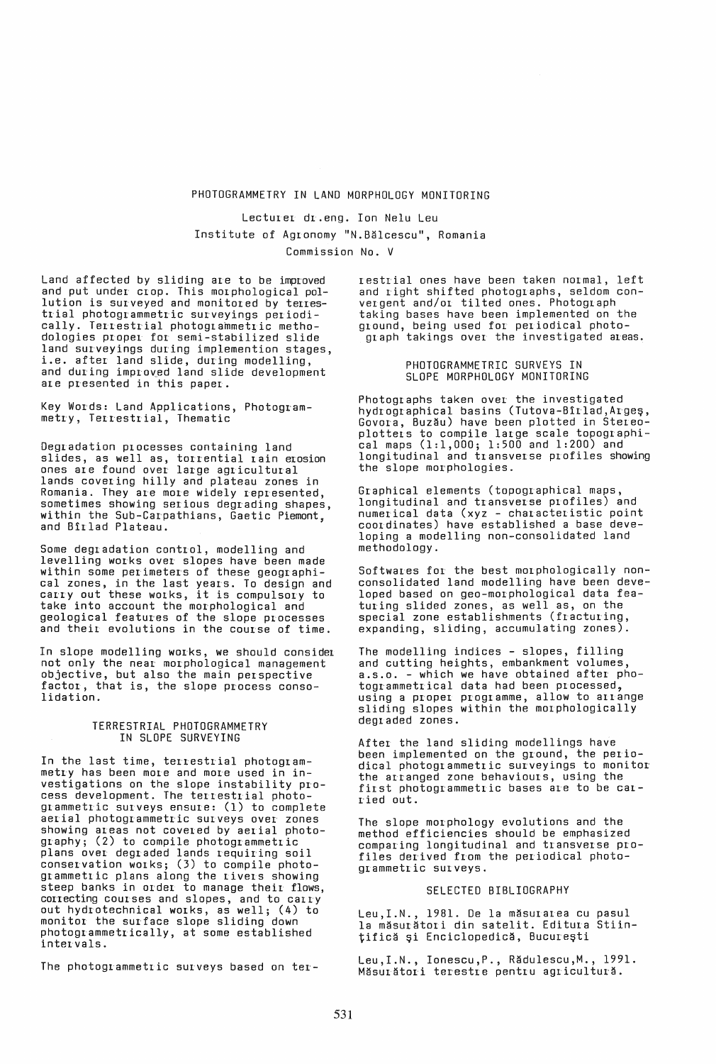# PHOTOGRAMMETRY IN LAND MORPHOLOGY MONITORING

Lecturer dr.eng. Ion Nelu Leu
Institute of Agronomy "N.Bălcescu", Romania
Commission No. V

Land affected by sliding are to be improved and put under crop. This morphological pollution is surveyed and monitored by terrestrial photogrammetric surveyings periodically. Terrestrial photogrammetric methodologies proper for semi-stabilized slide land surveyings during implemention stages, i.e. after land slide, during modelling, and during improved land slide development are presented in this paper.

Key Words: Land Applications, Photogrammetry, Terrestrial, Thematic

Degradation processes containing land slides, as well as, torrential rain erosion ones are found over large agricultural lands covering hilly and plateau zones in Romania. They are more widely represented, sometimes showing serious degrading shapes, within the Sub-Carpathians, Gaetic Piemont, and Bîrlad Plateau.

Some degradation control, modelling and levelling works over slopes have been made within some perimeters of these geographical zones, in the last years. To design and carry out these works, it is compulsory to take into account the morphological and geological features of the slope processes and their evolutions in the course of time.

In slope modelling works, we should consider not only the near morphological management objective, but also the main perspective factor, that is, the slope process consolidation.

## TERRESTRIAL PHOTOGRAMMETRY IN SLOPE SURVEYING

In the last time, terrestrial photogrammetry has been more and more used in investigations on the slope instability process development. The terrestrial photogrammetric surveys ensure: (1) to complete aerial photogrammetric surveys over zones showing areas not covered by aerial photography; (2) to compile photogrammetric plans over degraded lands requiring soil conservation works; (3) to compile photogrammetric plans along the rivers showing steep banks in order to manage their flows, correcting courses and slopes, and to carry out hydrotechnical works, as well; (4) to monitor the surface slope sliding down photogrammetrically, at some established intervals.

The photogrammetric surveys based on terrestrial ones have been taken normal, left and right shifted photographs, seldom convergent and/or tilted ones. Photograph taking bases have been implemented on the ground, being used for periodical photograph takings over the investigated areas.

## PHOTOGRAMMETRIC SURVEYS IN SLOPE MORPHOLOGY MONITORING

Photographs taken over the investigated hydrographical basins (Tutova-Bîrlad,Argeş, Govora, Buzău) have been plotted in Stereoplotters to compile large scale topographical maps (1:1,000; 1:500 and 1:200) and longitudinal and transverse profiles showing the slope morphologies.

Graphical elements (topographical maps, longitudinal and transverse profiles) and numerical data (xyz - characteristic point coordinates) have established a base developing a modelling non-consolidated land methodology.

Softwares for the best morphologically non-consolidated land modelling have been developed based on geo-morphological data featuring slided zones, as well as, on the special zone establishments (fracturing, expanding, sliding, accumulating zones).

The modelling indices - slopes, filling and cutting heights, embankment volumes, a.s.o. - which we have obtained after photogrammetrical data had been processed, using a proper programme, allow to arrange sliding slopes within the morphologically degraded zones.

After the land sliding modellings have been implemented on the ground, the periodical photogrammetric surveyings to monitor the arranged zone behaviours, using the first photogrammetric bases are to be carried out.

The slope morphology evolutions and the method efficiencies should be emphasized comparing longitudinal and transverse profiles derived from the periodical photogrammetric surveys.

## SELECTED BIBLIOGRAPHY

Leu,I.N., 1981. De la măsurarea cu pasul la măsurători din satelit. Editura Stiinţifică şi Enciclopedică, Bucureşti

Leu,I.N., Ionescu,P., Rădulescu,M., 1991. Măsurători terestre pentru agricultură.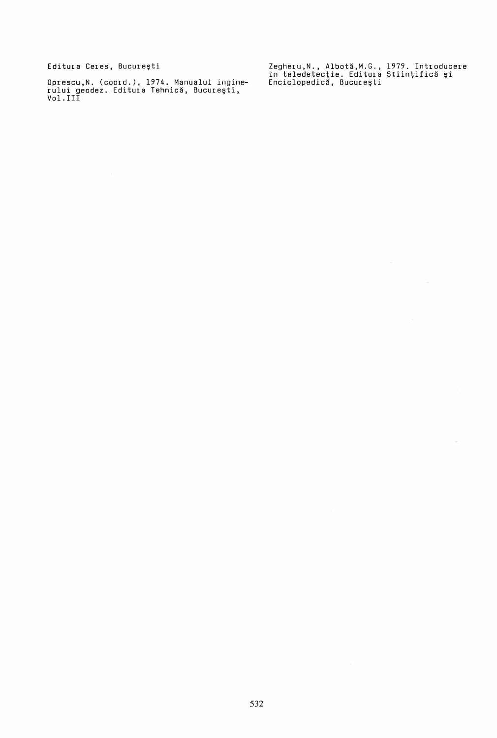Editura Ceres, Bucureşti

Oprescu,N. (coord.), 1974. Manualul inginerului geodez. Editura Tehnică, Bucureşti, Vol.III

Zegheru,N., Albotă,M.G., 1979. Introducere în teledetecţie. Editura Stiinţifică şi Enciclopedică, Bucureşti